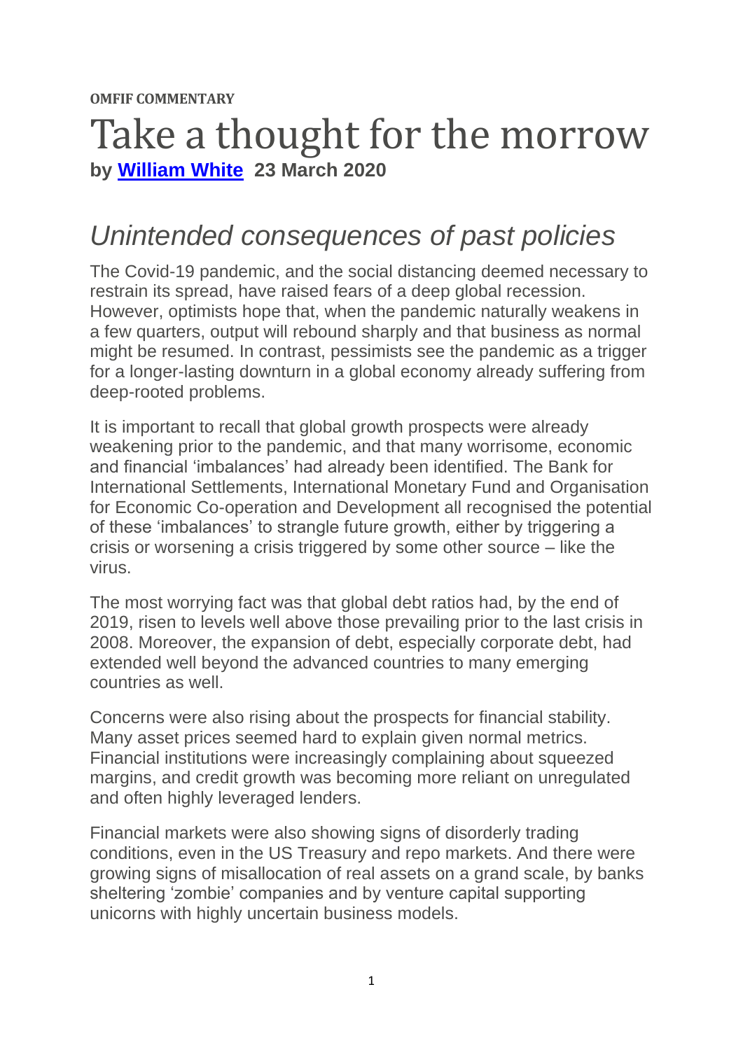**OMFIF COMMENTARY**

# Take a thought for the morrow

**by [William White](William White) 23 March 2020**

## *Unintended consequences of past policies*

The Covid-19 pandemic, and the social distancing deemed necessary to restrain its spread, have raised fears of a deep global recession. However, optimists hope that, when the pandemic naturally weakens in a few quarters, output will rebound sharply and that business as normal might be resumed. In contrast, pessimists see the pandemic as a trigger for a longer-lasting downturn in a global economy already suffering from deep-rooted problems.

It is important to recall that global growth prospects were already weakening prior to the pandemic, and that many worrisome, economic and financial 'imbalances' had already been identified. The Bank for International Settlements, International Monetary Fund and Organisation for Economic Co-operation and Development all recognised the potential of these 'imbalances' to strangle future growth, either by triggering a crisis or worsening a crisis triggered by some other source – like the virus.

The most worrying fact was that global debt ratios had, by the end of 2019, risen to levels well above those prevailing prior to the last crisis in 2008. Moreover, the expansion of debt, especially corporate debt, had extended well beyond the advanced countries to many emerging countries as well.

Concerns were also rising about the prospects for financial stability. Many asset prices seemed hard to explain given normal metrics. Financial institutions were increasingly complaining about squeezed margins, and credit growth was becoming more reliant on unregulated and often highly leveraged lenders.

Financial markets were also showing signs of disorderly trading conditions, even in the US Treasury and repo markets. And there were growing signs of misallocation of real assets on a grand scale, by banks sheltering 'zombie' companies and by venture capital supporting unicorns with highly uncertain business models.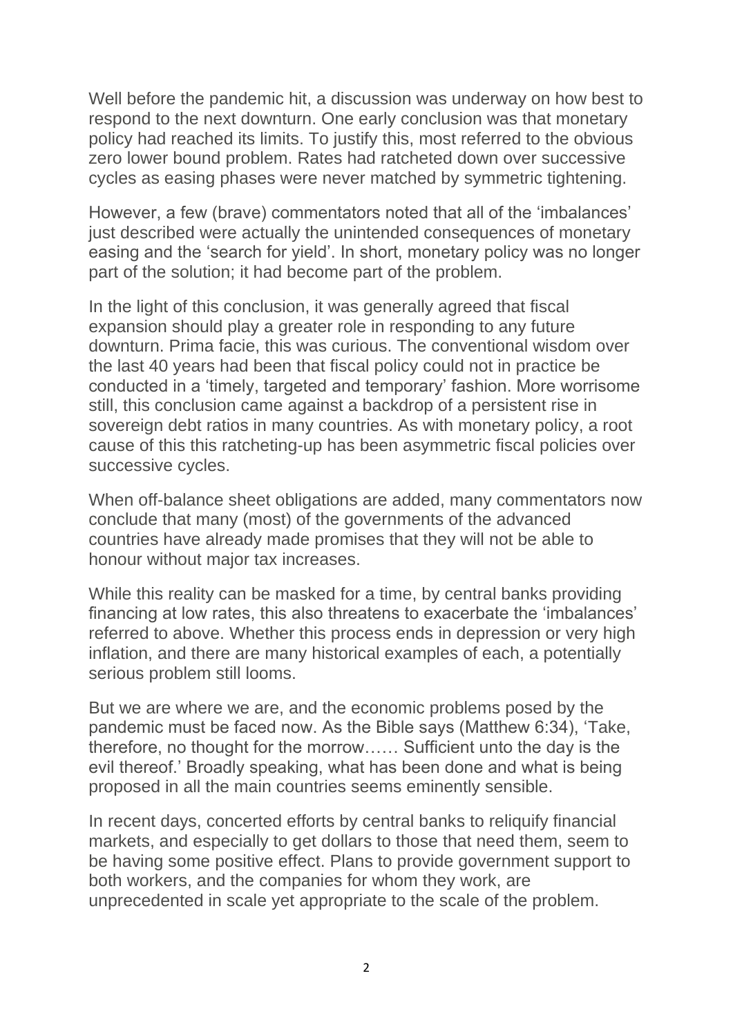Well before the pandemic hit, a discussion was underway on how best to respond to the next downturn. One early conclusion was that monetary policy had reached its limits. To justify this, most referred to the obvious zero lower bound problem. Rates had ratcheted down over successive cycles as easing phases were never matched by symmetric tightening.

However, a few (brave) commentators noted that all of the 'imbalances' just described were actually the unintended consequences of monetary easing and the 'search for yield'. In short, monetary policy was no longer part of the solution; it had become part of the problem.

In the light of this conclusion, it was generally agreed that fiscal expansion should play a greater role in responding to any future downturn. Prima facie, this was curious. The conventional wisdom over the last 40 years had been that fiscal policy could not in practice be conducted in a 'timely, targeted and temporary' fashion. More worrisome still, this conclusion came against a backdrop of a persistent rise in sovereign debt ratios in many countries. As with monetary policy, a root cause of this this ratcheting-up has been asymmetric fiscal policies over successive cycles.

When off-balance sheet obligations are added, many commentators now conclude that many (most) of the governments of the advanced countries have already made promises that they will not be able to honour without major tax increases.

While this reality can be masked for a time, by central banks providing financing at low rates, this also threatens to exacerbate the 'imbalances' referred to above. Whether this process ends in depression or very high inflation, and there are many historical examples of each, a potentially serious problem still looms.

But we are where we are, and the economic problems posed by the pandemic must be faced now. As the Bible says (Matthew 6:34), 'Take, therefore, no thought for the morrow…… Sufficient unto the day is the evil thereof.' Broadly speaking, what has been done and what is being proposed in all the main countries seems eminently sensible.

In recent days, concerted efforts by central banks to reliquify financial markets, and especially to get dollars to those that need them, seem to be having some positive effect. Plans to provide government support to both workers, and the companies for whom they work, are unprecedented in scale yet appropriate to the scale of the problem.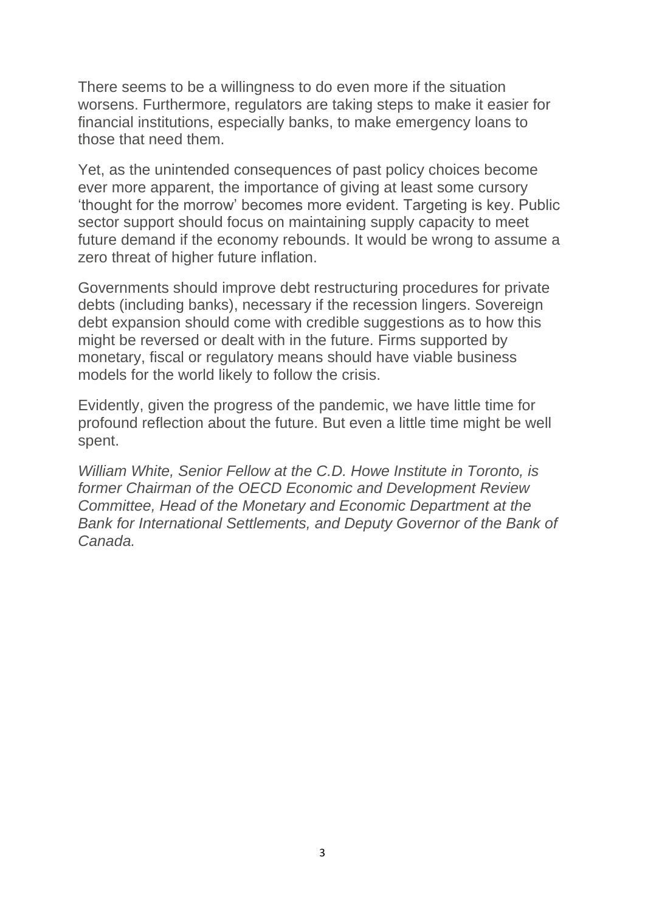There seems to be a willingness to do even more if the situation worsens. Furthermore, regulators are taking steps to make it easier for financial institutions, especially banks, to make emergency loans to those that need them.

Yet, as the unintended consequences of past policy choices become ever more apparent, the importance of giving at least some cursory 'thought for the morrow' becomes more evident. Targeting is key. Public sector support should focus on maintaining supply capacity to meet future demand if the economy rebounds. It would be wrong to assume a zero threat of higher future inflation.

Governments should improve debt restructuring procedures for private debts (including banks), necessary if the recession lingers. Sovereign debt expansion should come with credible suggestions as to how this might be reversed or dealt with in the future. Firms supported by monetary, fiscal or regulatory means should have viable business models for the world likely to follow the crisis.

Evidently, given the progress of the pandemic, we have little time for profound reflection about the future. But even a little time might be well spent.

*William White, Senior Fellow at the C.D. Howe Institute in Toronto, is former Chairman of the OECD Economic and Development Review Committee, Head of the Monetary and Economic Department at the Bank for International Settlements, and Deputy Governor of the Bank of Canada.*